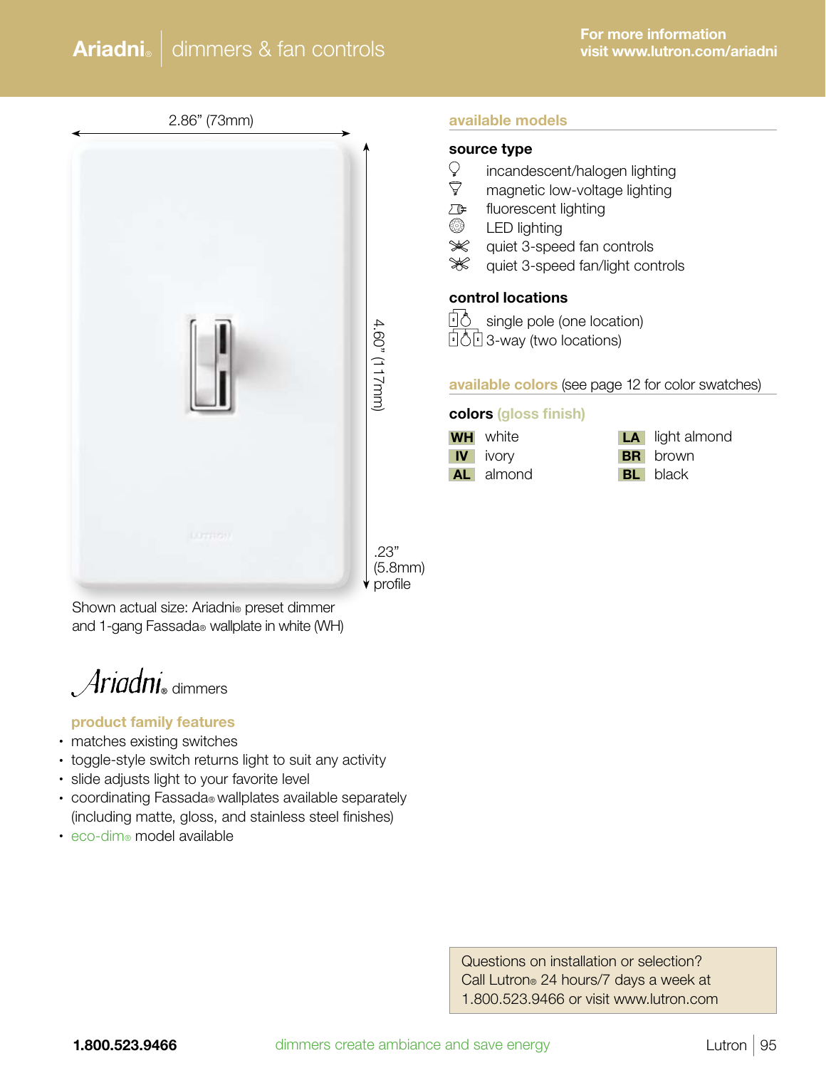# Ariadni® | dimmers & fan controls

For more information
visit www.lutron.com/ariadni

2.86" (73mm)

4.60" (117mm)

.23" (5.8mm) profile

Shown actual size: Ariadni® preset dimmer and 1-gang Fassada® wallplate in white (WH)

## Ariadni® dimmers

### product family features

- matches existing switches
- toggle-style switch returns light to suit any activity
- slide adjusts light to your favorite level
- coordinating Fassada® wallplates available separately (including matte, gloss, and stainless steel finishes)
- eco-dim® model available

## available models

### source type

- incandescent/halogen lighting
- magnetic low-voltage lighting
- fluorescent lighting
- LED lighting
- quiet 3-speed fan controls
- quiet 3-speed fan/light controls

### control locations

- single pole (one location)
- 3-way (two locations)

## available colors (see page 12 for color swatches)

### colors (gloss finish)

| Code | Color | Code | Color |
|---|---|---|---|
| **WH** | white | **LA** | light almond |
| **IV** | ivory | **BR** | brown |
| **AL** | almond | **BL** | black |

Questions on installation or selection?
Call Lutron® 24 hours/7 days a week at 1.800.523.9466 or visit www.lutron.com

1.800.523.9466 dimmers create ambiance and save energy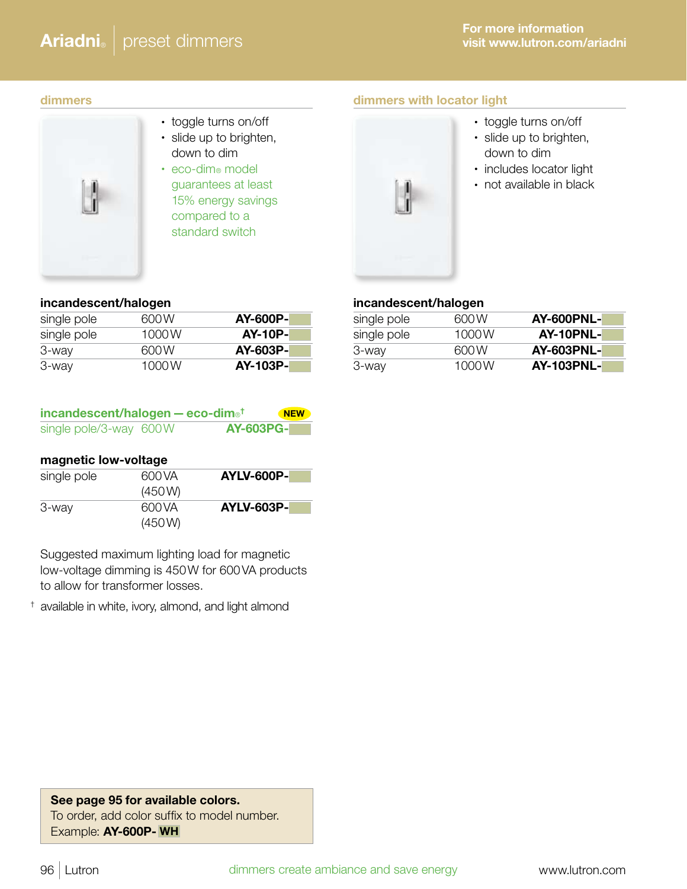# Ariadni® | preserve dimmers

For more information visit www.lutron.com/ariadni

## dimmers

- toggle turns on/off
- slide up to brighten, down to dim
- eco-dim® model guarantees at least 15% energy savings compared to a standard switch

### incandescent/halogen

| | | |
|---|---|---|
| single pole | 600 W | **AY-600P-** |
| single pole | 1000 W | **AY-10P-** |
| 3-way | 600 W | **AY-603P-** |
| 3-way | 1000 W | **AY-103P-** |

### incandescent/halogen — eco-dim®† NEW

| | | |
|---|---|---|
| single pole/3-way | 600 W | **AY-603PG-** |

### magnetic low-voltage

| | | |
|---|---|---|
| single pole | 600 VA (450 W) | **AYLV-600P-** |
| 3-way | 600 VA (450 W) | **AYLV-603P-** |

Suggested maximum lighting load for magnetic low-voltage dimming is 450 W for 600 VA products to allow for transformer losses.

† available in white, ivory, almond, and light almond

## dimmers with locator light

- toggle turns on/off
- slide up to brighten, down to dim
- includes locator light
- not available in black

### incandescent/halogen

| | | |
|---|---|---|
| single pole | 600 W | **AY-600PNL-** |
| single pole | 1000 W | **AY-10PNL-** |
| 3-way | 600 W | **AY-603PNL-** |
| 3-way | 1000 W | **AY-103PNL-** |

**See page 95 for available colors.**
To order, add color suffix to model number.
Example: **AY-600P- WH**

dimmers create ambiance and save energy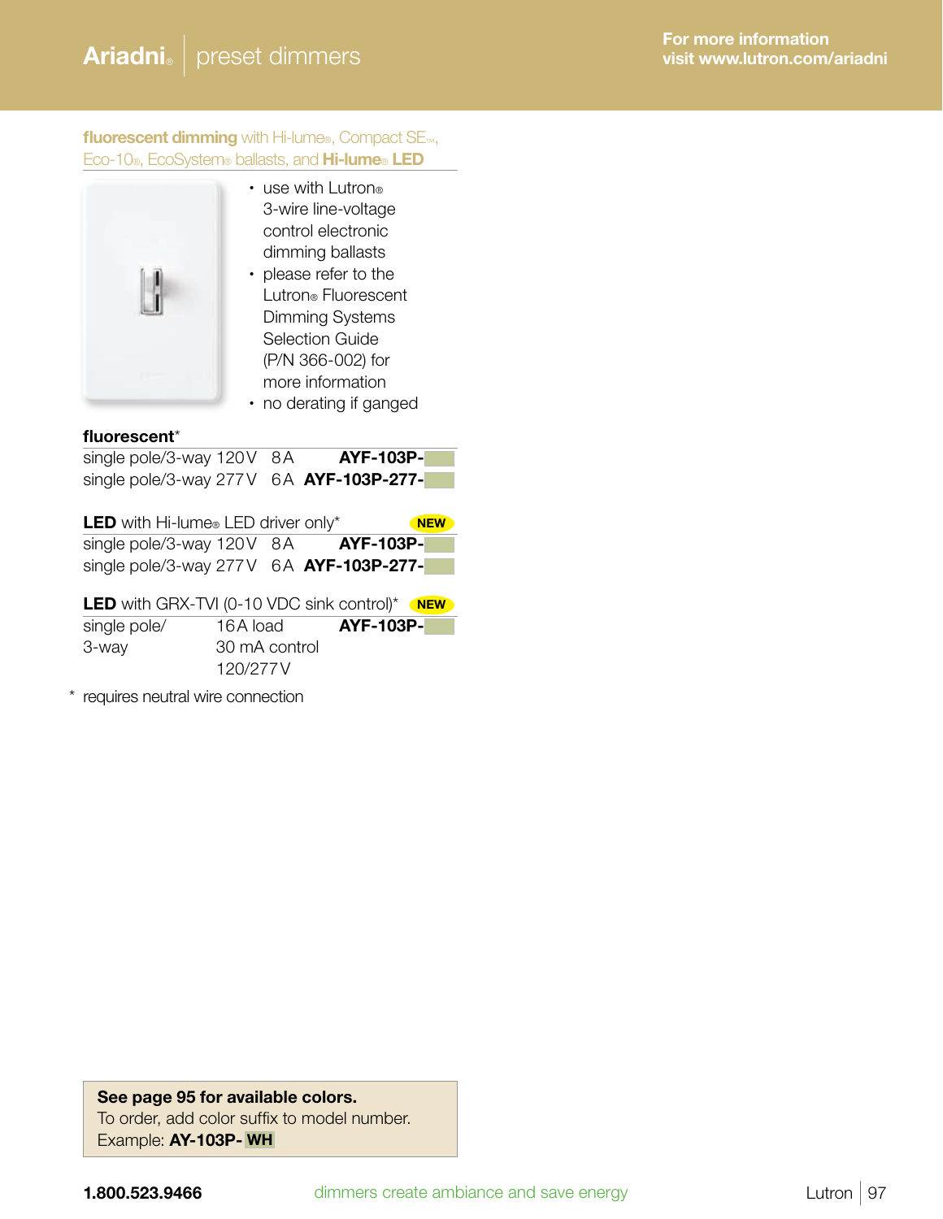## Ariadni® | preset dimmers

For more information visit www.lutron.com/ariadni

### fluorescent dimming with Hi-lume®, Compact SE™, Eco-10®, EcoSystem® ballasts, and Hi-lume® LED

- use with Lutron® 3-wire line-voltage control electronic dimming ballasts
- please refer to the Lutron® Fluorescent Dimming Systems Selection Guide (P/N 366-002) for more information
- no derating if ganged

**fluorescent***

| | | | |
|---|---|---|---|
| single pole/3-way | 120 V | 8 A | **AYF-103P-** |
| single pole/3-way | 277 V | 6 A | **AYF-103P-277-** |

**LED** with Hi-lume® LED driver only* **NEW**

| | | | |
|---|---|---|---|
| single pole/3-way | 120 V | 8 A | **AYF-103P-** |
| single pole/3-way | 277 V | 6 A | **AYF-103P-277-** |

**LED** with GRX-TVI (0-10 VDC sink control)* **NEW**

| | | |
|---|---|---|
| single pole/ 3-way | 16 A load 30 mA control 120/277 V | **AYF-103P-** |

\* requires neutral wire connection

**See page 95 for available colors.**
To order, add color suffix to model number.
Example: **AY-103P- WH**

**1.800.523.9466** dimmers create ambiance and save energy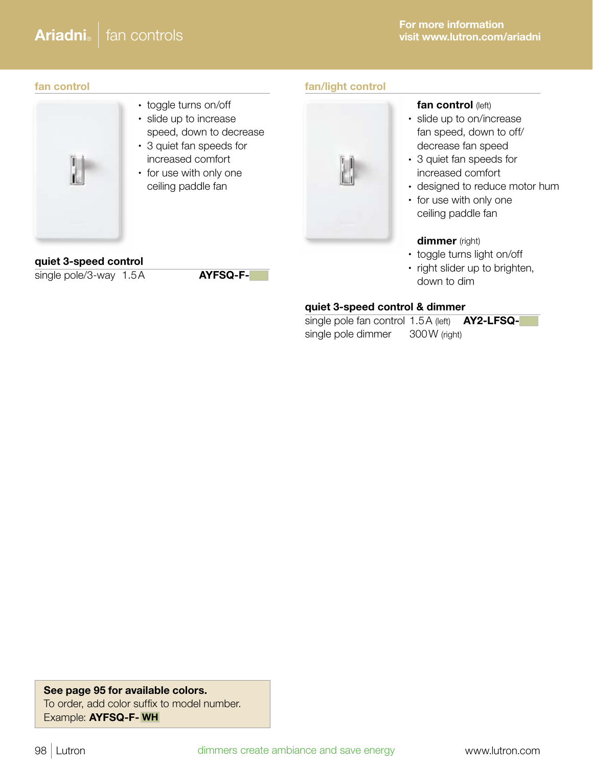## fan control

- toggle turns on/off
- slide up to increase speed, down to decrease
- 3 quiet fan speeds for increased comfort
- for use with only one ceiling paddle fan

**quiet 3-speed control**

| | | |
|---|---|---|
| single pole/3-way | 1.5 A | **AYFSQ-F-** |

## fan/light control

**fan control** (left)

- slide up to on/increase fan speed, down to off/decrease fan speed
- 3 quiet fan speeds for increased comfort
- designed to reduce motor hum
- for use with only one ceiling paddle fan

**dimmer** (right)

- toggle turns light on/off
- right slider up to brighten, down to dim

**quiet 3-speed control & dimmer**

| | | |
|---|---|---|
| single pole fan control | 1.5 A (left) | **AY2-LFSQ-** |
| single pole dimmer | 300 W (right) | |

**See page 95 for available colors.**
To order, add color suffix to model number.
Example: **AYFSQ-F- WH**

dimmers create ambiance and save energy